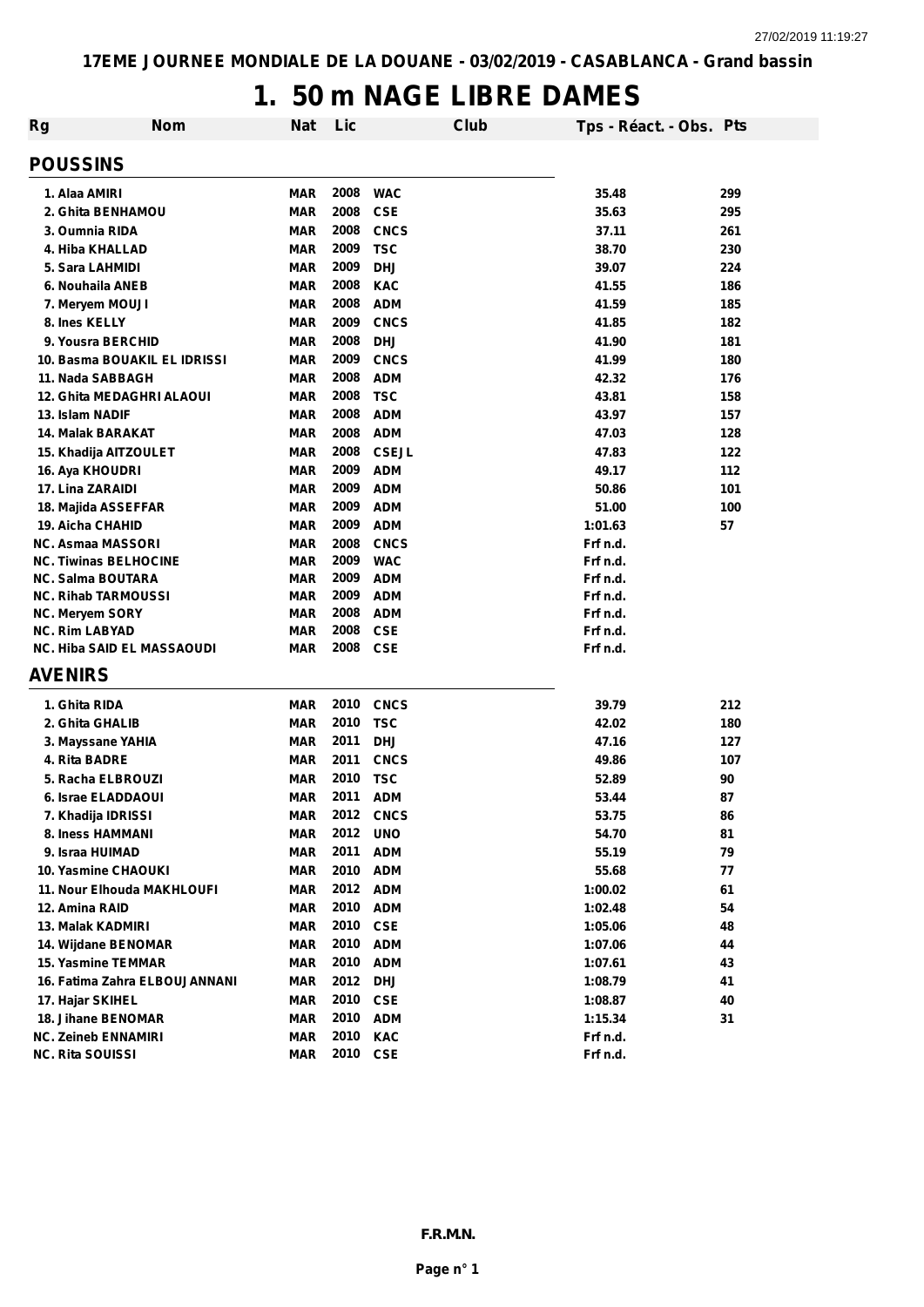**17EME JOURNEE MONDIALE DE LA DOUANE - 03/02/2019 - CASABLANCA - Grand bassin**

# 1. 50 m NAGE LIBRE DAMES

## POUSSINS

| Rg | Nom | Nat | Lic | Club | Tps - Réact. - Obs. | Pts |
|---|---|---|---|---|---|---|
| 1. | Alaa AMIRI | MAR | 2008 | WAC | 35.48 | 299 |
| 2. | Ghita BENHAMOU | MAR | 2008 | CSE | 35.63 | 295 |
| 3. | Oumnia RIDA | MAR | 2008 | CNCS | 37.11 | 261 |
| 4. | Hiba KHALLAD | MAR | 2009 | TSC | 38.70 | 230 |
| 5. | Sara LAHMIDI | MAR | 2009 | DHJ | 39.07 | 224 |
| 6. | Nouhaila ANEB | MAR | 2008 | KAC | 41.55 | 186 |
| 7. | Meryem MOUJI | MAR | 2008 | ADM | 41.59 | 185 |
| 8. | Ines KELLY | MAR | 2009 | CNCS | 41.85 | 182 |
| 9. | Yousra BERCHID | MAR | 2008 | DHJ | 41.90 | 181 |
| 10. | Basma BOUAKIL EL IDRISSI | MAR | 2009 | CNCS | 41.99 | 180 |
| 11. | Nada SABBAGH | MAR | 2008 | ADM | 42.32 | 176 |
| 12. | Ghita MEDAGHRI ALAOUI | MAR | 2008 | TSC | 43.81 | 158 |
| 13. | Islam NADIF | MAR | 2008 | ADM | 43.97 | 157 |
| 14. | Malak BARAKAT | MAR | 2008 | ADM | 47.03 | 128 |
| 15. | Khadija AITZOULET | MAR | 2008 | CSEJL | 47.83 | 122 |
| 16. | Aya KHOUDRI | MAR | 2009 | ADM | 49.17 | 112 |
| 17. | Lina ZARAIDI | MAR | 2009 | ADM | 50.86 | 101 |
| 18. | Majida ASSEFFAR | MAR | 2009 | ADM | 51.00 | 100 |
| 19. | Aicha CHAHID | MAR | 2009 | ADM | 1:01.63 | 57 |
| NC. | Asmaa MASSORI | MAR | 2008 | CNCS | Frf n.d. | |
| NC. | Tiwinas BELHOCINE | MAR | 2009 | WAC | Frf n.d. | |
| NC. | Salma BOUTARA | MAR | 2009 | ADM | Frf n.d. | |
| NC. | Rihab TARMOUSSI | MAR | 2009 | ADM | Frf n.d. | |
| NC. | Meryem SORY | MAR | 2008 | ADM | Frf n.d. | |
| NC. | Rim LABYAD | MAR | 2008 | CSE | Frf n.d. | |
| NC. | Hiba SAID EL MASSAOUDI | MAR | 2008 | CSE | Frf n.d. | |

## AVENIRS

| Rg | Nom | Nat | Lic | Club | Tps - Réact. - Obs. | Pts |
|---|---|---|---|---|---|---|
| 1. | Ghita RIDA | MAR | 2010 | CNCS | 39.79 | 212 |
| 2. | Ghita GHALIB | MAR | 2010 | TSC | 42.02 | 180 |
| 3. | Mayssane YAHIA | MAR | 2011 | DHJ | 47.16 | 127 |
| 4. | Rita BADRE | MAR | 2011 | CNCS | 49.86 | 107 |
| 5. | Racha ELBROUZI | MAR | 2010 | TSC | 52.89 | 90 |
| 6. | Israe ELADDAOUI | MAR | 2011 | ADM | 53.44 | 87 |
| 7. | Khadija IDRISSI | MAR | 2012 | CNCS | 53.75 | 86 |
| 8. | Iness HAMMANI | MAR | 2012 | UNO | 54.70 | 81 |
| 9. | Israa HUIMAD | MAR | 2011 | ADM | 55.19 | 79 |
| 10. | Yasmine CHAOUKI | MAR | 2010 | ADM | 55.68 | 77 |
| 11. | Nour Elhouda MAKHLOUFI | MAR | 2012 | ADM | 1:00.02 | 61 |
| 12. | Amina RAID | MAR | 2010 | ADM | 1:02.48 | 54 |
| 13. | Malak KADMIRI | MAR | 2010 | CSE | 1:05.06 | 48 |
| 14. | Wijdane BENOMAR | MAR | 2010 | ADM | 1:07.06 | 44 |
| 15. | Yasmine TEMMAR | MAR | 2010 | ADM | 1:07.61 | 43 |
| 16. | Fatima Zahra ELBOUJANNANI | MAR | 2012 | DHJ | 1:08.79 | 41 |
| 17. | Hajar SKIHEL | MAR | 2010 | CSE | 1:08.87 | 40 |
| 18. | Jihane BENOMAR | MAR | 2010 | ADM | 1:15.34 | 31 |
| NC. | Zeineb ENNAMIRI | MAR | 2010 | KAC | Frf n.d. | |
| NC. | Rita SOUISSI | MAR | 2010 | CSE | Frf n.d. | |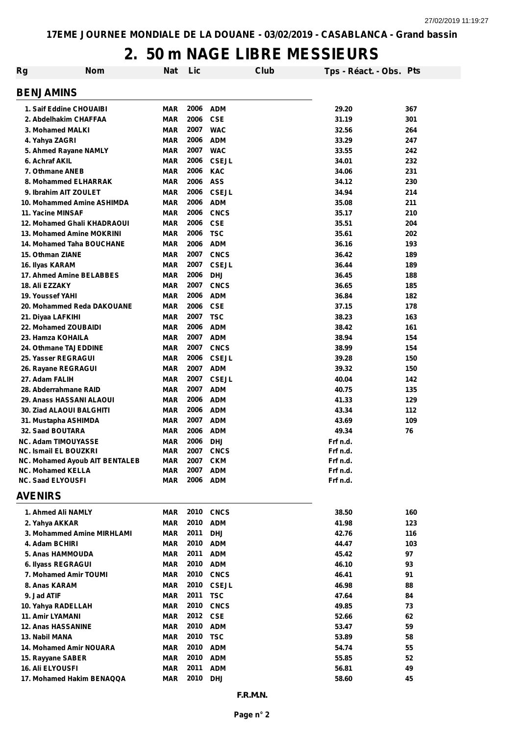**17EME JOURNEE MONDIALE DE LA DOUANE - 03/02/2019 - CASABLANCA - Grand bassin**

# 2. 50 m NAGE LIBRE MESSIEURS

| Rg | Nom | Nat | Lic | Club | Tps - Réact. - Obs. | Pts |
|---|---|---|---|---|---|---|
| **BENJAMINS** | | | | | | |
| 1. | Saif Eddine CHOUAIBI | MAR | 2006 | ADM | 29.20 | 367 |
| 2. | Abdelhakim CHAFFAA | MAR | 2006 | CSE | 31.19 | 301 |
| 3. | Mohamed MALKI | MAR | 2007 | WAC | 32.56 | 264 |
| 4. | Yahya ZAGRI | MAR | 2006 | ADM | 33.29 | 247 |
| 5. | Ahmed Rayane NAMLY | MAR | 2007 | WAC | 33.55 | 242 |
| 6. | Achraf AKIL | MAR | 2006 | CSEJL | 34.01 | 232 |
| 7. | Othmane ANEB | MAR | 2006 | KAC | 34.06 | 231 |
| 8. | Mohammed ELHARRAK | MAR | 2006 | ASS | 34.12 | 230 |
| 9. | Ibrahim AIT ZOULET | MAR | 2006 | CSEJL | 34.94 | 214 |
| 10. | Mohammed Amine ASHIMDA | MAR | 2006 | ADM | 35.08 | 211 |
| 11. | Yacine MINSAF | MAR | 2006 | CNCS | 35.17 | 210 |
| 12. | Mohamed Ghali KHADRAOUI | MAR | 2006 | CSE | 35.51 | 204 |
| 13. | Mohamed Amine MOKRINI | MAR | 2006 | TSC | 35.61 | 202 |
| 14. | Mohamed Taha BOUCHANE | MAR | 2006 | ADM | 36.16 | 193 |
| 15. | Othman ZIANE | MAR | 2007 | CNCS | 36.42 | 189 |
| 16. | Ilyas KARAM | MAR | 2007 | CSEJL | 36.44 | 189 |
| 17. | Ahmed Amine BELABBES | MAR | 2006 | DHJ | 36.45 | 188 |
| 18. | Ali EZZAKY | MAR | 2007 | CNCS | 36.65 | 185 |
| 19. | Youssef YAHI | MAR | 2006 | ADM | 36.84 | 182 |
| 20. | Mohammed Reda DAKOUANE | MAR | 2006 | CSE | 37.15 | 178 |
| 21. | Diyaa LAFKIHI | MAR | 2007 | TSC | 38.23 | 163 |
| 22. | Mohamed ZOUBAIDI | MAR | 2006 | ADM | 38.42 | 161 |
| 23. | Hamza KOHAILA | MAR | 2007 | ADM | 38.94 | 154 |
| 24. | Othmane TAJEDDINE | MAR | 2007 | CNCS | 38.99 | 154 |
| 25. | Yasser REGRAGUI | MAR | 2006 | CSEJL | 39.28 | 150 |
| 26. | Rayane REGRAGUI | MAR | 2007 | ADM | 39.32 | 150 |
| 27. | Adam FALIH | MAR | 2007 | CSEJL | 40.04 | 142 |
| 28. | Abderrahmane RAID | MAR | 2007 | ADM | 40.75 | 135 |
| 29. | Anass HASSANI ALAOUI | MAR | 2006 | ADM | 41.33 | 129 |
| 30. | Ziad ALAOUI BALGHITI | MAR | 2006 | ADM | 43.34 | 112 |
| 31. | Mustapha ASHIMDA | MAR | 2007 | ADM | 43.69 | 109 |
| 32. | Saad BOUTARA | MAR | 2006 | ADM | 49.34 | 76 |
| NC. | Adam TIMOUYASSE | MAR | 2006 | DHJ | Frf n.d. | |
| NC. | Ismail EL BOUZKRI | MAR | 2007 | CNCS | Frf n.d. | |
| NC. | Mohamed Ayoub AIT BENTALEB | MAR | 2007 | CKM | Frf n.d. | |
| NC. | Mohamed KELLA | MAR | 2007 | ADM | Frf n.d. | |
| NC. | Saad ELYOUSFI | MAR | 2006 | ADM | Frf n.d. | |
| **AVENIRS** | | | | | | |
| 1. | Ahmed Ali NAMLY | MAR | 2010 | CNCS | 38.50 | 160 |
| 2. | Yahya AKKAR | MAR | 2010 | ADM | 41.98 | 123 |
| 3. | Mohammed Amine MIRHLAMI | MAR | 2011 | DHJ | 42.76 | 116 |
| 4. | Adam BCHIRI | MAR | 2010 | ADM | 44.47 | 103 |
| 5. | Anas HAMMOUDA | MAR | 2011 | ADM | 45.42 | 97 |
| 6. | Ilyass REGRAGUI | MAR | 2010 | ADM | 46.10 | 93 |
| 7. | Mohamed Amir TOUMI | MAR | 2010 | CNCS | 46.41 | 91 |
| 8. | Anas KARAM | MAR | 2010 | CSEJL | 46.98 | 88 |
| 9. | Jad ATIF | MAR | 2011 | TSC | 47.64 | 84 |
| 10. | Yahya RADELLAH | MAR | 2010 | CNCS | 49.85 | 73 |
| 11. | Amir LYAMANI | MAR | 2012 | CSE | 52.66 | 62 |
| 12. | Anas HASSANINE | MAR | 2010 | ADM | 53.47 | 59 |
| 13. | Nabil MANA | MAR | 2010 | TSC | 53.89 | 58 |
| 14. | Mohamed Amir NOUARA | MAR | 2010 | ADM | 54.74 | 55 |
| 15. | Rayyane SABER | MAR | 2010 | ADM | 55.85 | 52 |
| 16. | Ali ELYOUSFI | MAR | 2011 | ADM | 56.81 | 49 |
| 17. | Mohamed Hakim BENAQQA | MAR | 2010 | DHJ | 58.60 | 45 |

F.R.M.N.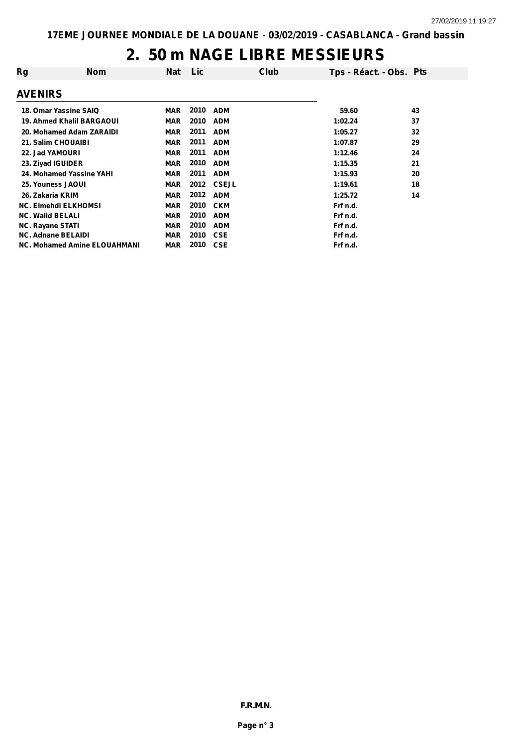17EME JOURNEE MONDIALE DE LA DOUANE - 03/02/2019 - CASABLANCA - Grand bassin

# 2. 50 m NAGE LIBRE MESSIEURS

| Rg | Nom | Nat | Lic | Club | Tps - Réact. - Obs. | Pts |
|---|---|---|---|---|---|---|
| **AVENIRS** | | | | | | |
| 18. | Omar Yassine SAIQ | MAR | 2010 | ADM | 59.60 | 43 |
| 19. | Ahmed Khalil BARGAOUI | MAR | 2010 | ADM | 1:02.24 | 37 |
| 20. | Mohamed Adam ZARAIDI | MAR | 2011 | ADM | 1:05.27 | 32 |
| 21. | Salim CHOUAIBI | MAR | 2011 | ADM | 1:07.87 | 29 |
| 22. | Jad YAMOURI | MAR | 2011 | ADM | 1:12.46 | 24 |
| 23. | Ziyad IGUIDER | MAR | 2010 | ADM | 1:15.35 | 21 |
| 24. | Mohamed Yassine YAHI | MAR | 2011 | ADM | 1:15.93 | 20 |
| 25. | Youness JAOUI | MAR | 2012 | CSEJL | 1:19.61 | 18 |
| 26. | Zakaria KRIM | MAR | 2012 | ADM | 1:25.72 | 14 |
| NC. | Elmehdi ELKHOMSI | MAR | 2010 | CKM | Frf n.d. | |
| NC. | Walid BELALI | MAR | 2010 | ADM | Frf n.d. | |
| NC. | Rayane STATI | MAR | 2010 | ADM | Frf n.d. | |
| NC. | Adnane BELAIDI | MAR | 2010 | CSE | Frf n.d. | |
| NC. | Mohamed Amine ELOUAHMANI | MAR | 2010 | CSE | Frf n.d. | |

F.R.M.N.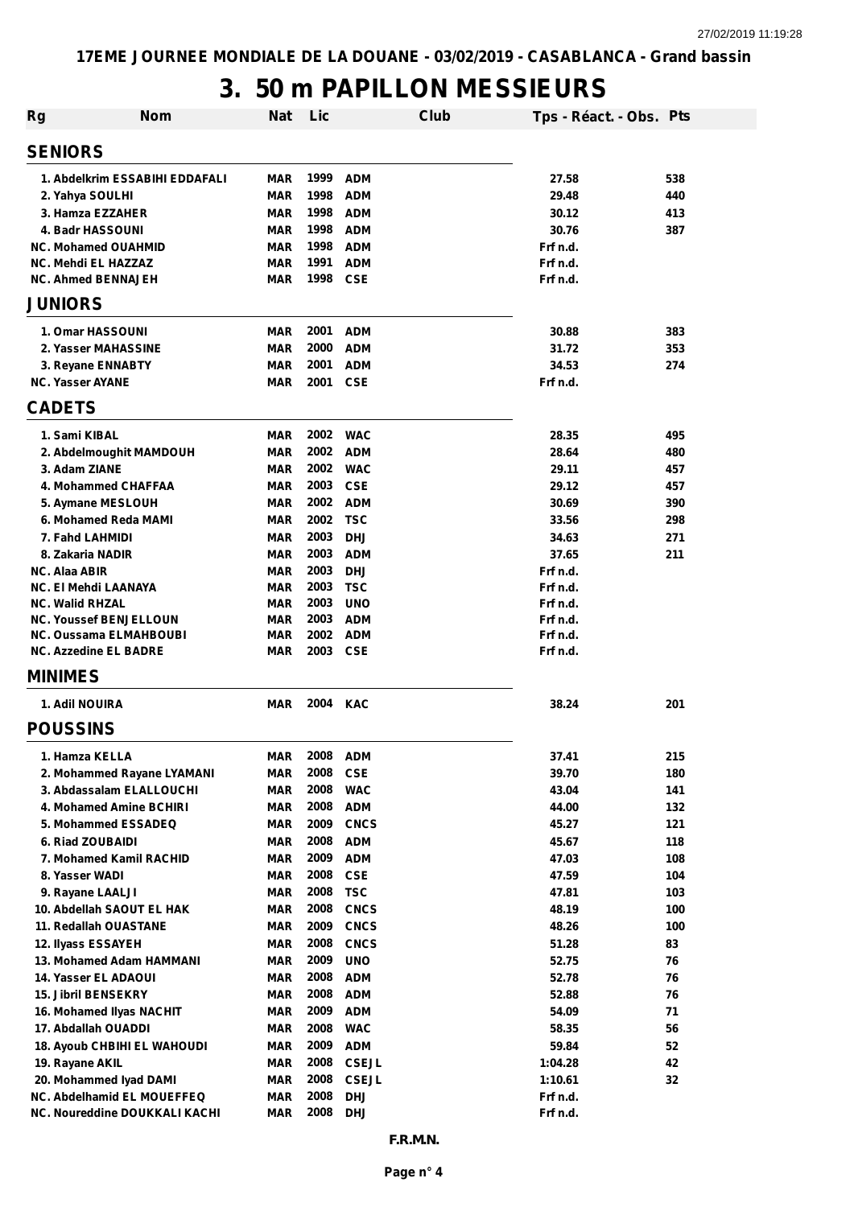17EME JOURNEE MONDIALE DE LA DOUANE - 03/02/2019 - CASABLANCA - Grand bassin

# 3. 50 m PAPILLON MESSIEURS

| Rg | Nom | Nat | Lic | Club | Tps - Réact. - Obs. | Pts |
|---|---|---|---|---|---|---|
| **SENIORS** | | | | | | |
| 1. | Abdelkrim ESSABIHI EDDAFALI | MAR | 1999 | ADM | 27.58 | 538 |
| 2. | Yahya SOULHI | MAR | 1998 | ADM | 29.48 | 440 |
| 3. | Hamza EZZAHER | MAR | 1998 | ADM | 30.12 | 413 |
| 4. | Badr HASSOUNI | MAR | 1998 | ADM | 30.76 | 387 |
| NC. | Mohamed OUAHMID | MAR | 1998 | ADM | Frf n.d. | |
| NC. | Mehdi EL HAZZAZ | MAR | 1991 | ADM | Frf n.d. | |
| NC. | Ahmed BENNAJEH | MAR | 1998 | CSE | Frf n.d. | |
| **JUNIORS** | | | | | | |
| 1. | Omar HASSOUNI | MAR | 2001 | ADM | 30.88 | 383 |
| 2. | Yasser MAHASSINE | MAR | 2000 | ADM | 31.72 | 353 |
| 3. | Reyane ENNABTY | MAR | 2001 | ADM | 34.53 | 274 |
| NC. | Yasser AYANE | MAR | 2001 | CSE | Frf n.d. | |
| **CADETS** | | | | | | |
| 1. | Sami KIBAL | MAR | 2002 | WAC | 28.35 | 495 |
| 2. | Abdelmoughit MAMDOUH | MAR | 2002 | ADM | 28.64 | 480 |
| 3. | Adam ZIANE | MAR | 2002 | WAC | 29.11 | 457 |
| 4. | Mohammed CHAFFAA | MAR | 2003 | CSE | 29.12 | 457 |
| 5. | Aymane MESLOUH | MAR | 2002 | ADM | 30.69 | 390 |
| 6. | Mohamed Reda MAMI | MAR | 2002 | TSC | 33.56 | 298 |
| 7. | Fahd LAHMIDI | MAR | 2003 | DHJ | 34.63 | 271 |
| 8. | Zakaria NADIR | MAR | 2003 | ADM | 37.65 | 211 |
| NC. | Alaa ABIR | MAR | 2003 | DHJ | Frf n.d. | |
| NC. | El Mehdi LAANAYA | MAR | 2003 | TSC | Frf n.d. | |
| NC. | Walid RHZAL | MAR | 2003 | UNO | Frf n.d. | |
| NC. | Youssef BENJELLOUN | MAR | 2003 | ADM | Frf n.d. | |
| NC. | Oussama ELMAHBOUBI | MAR | 2002 | ADM | Frf n.d. | |
| NC. | Azzedine EL BADRE | MAR | 2003 | CSE | Frf n.d. | |
| **MINIMES** | | | | | | |
| 1. | Adil NOUIRA | MAR | 2004 | KAC | 38.24 | 201 |
| **POUSSINS** | | | | | | |
| 1. | Hamza KELLA | MAR | 2008 | ADM | 37.41 | 215 |
| 2. | Mohammed Rayane LYAMANI | MAR | 2008 | CSE | 39.70 | 180 |
| 3. | Abdassalam ELALLOUCHI | MAR | 2008 | WAC | 43.04 | 141 |
| 4. | Mohamed Amine BCHIRI | MAR | 2008 | ADM | 44.00 | 132 |
| 5. | Mohammed ESSADEQ | MAR | 2009 | CNCS | 45.27 | 121 |
| 6. | Riad ZOUBAIDI | MAR | 2008 | ADM | 45.67 | 118 |
| 7. | Mohamed Kamil RACHID | MAR | 2009 | ADM | 47.03 | 108 |
| 8. | Yasser WADI | MAR | 2008 | CSE | 47.59 | 104 |
| 9. | Rayane LAALJI | MAR | 2008 | TSC | 47.81 | 103 |
| 10. | Abdellah SAOUT EL HAK | MAR | 2008 | CNCS | 48.19 | 100 |
| 11. | Redallah OUASTANE | MAR | 2009 | CNCS | 48.26 | 100 |
| 12. | Ilyass ESSAYEH | MAR | 2008 | CNCS | 51.28 | 83 |
| 13. | Mohamed Adam HAMMANI | MAR | 2009 | UNO | 52.75 | 76 |
| 14. | Yasser EL ADAOUI | MAR | 2008 | ADM | 52.78 | 76 |
| 15. | Jibril BENSEKRY | MAR | 2008 | ADM | 52.88 | 76 |
| 16. | Mohamed Ilyas NACHIT | MAR | 2009 | ADM | 54.09 | 71 |
| 17. | Abdallah OUADDI | MAR | 2008 | WAC | 58.35 | 56 |
| 18. | Ayoub CHBIHI EL WAHOUDI | MAR | 2009 | ADM | 59.84 | 52 |
| 19. | Rayane AKIL | MAR | 2008 | CSEJL | 1:04.28 | 42 |
| 20. | Mohammed Iyad DAMI | MAR | 2008 | CSEJL | 1:10.61 | 32 |
| NC. | Abdelhamid EL MOUEFFEQ | MAR | 2008 | DHJ | Frf n.d. | |
| NC. | Noureddine DOUKKALI KACHI | MAR | 2008 | DHJ | Frf n.d. | |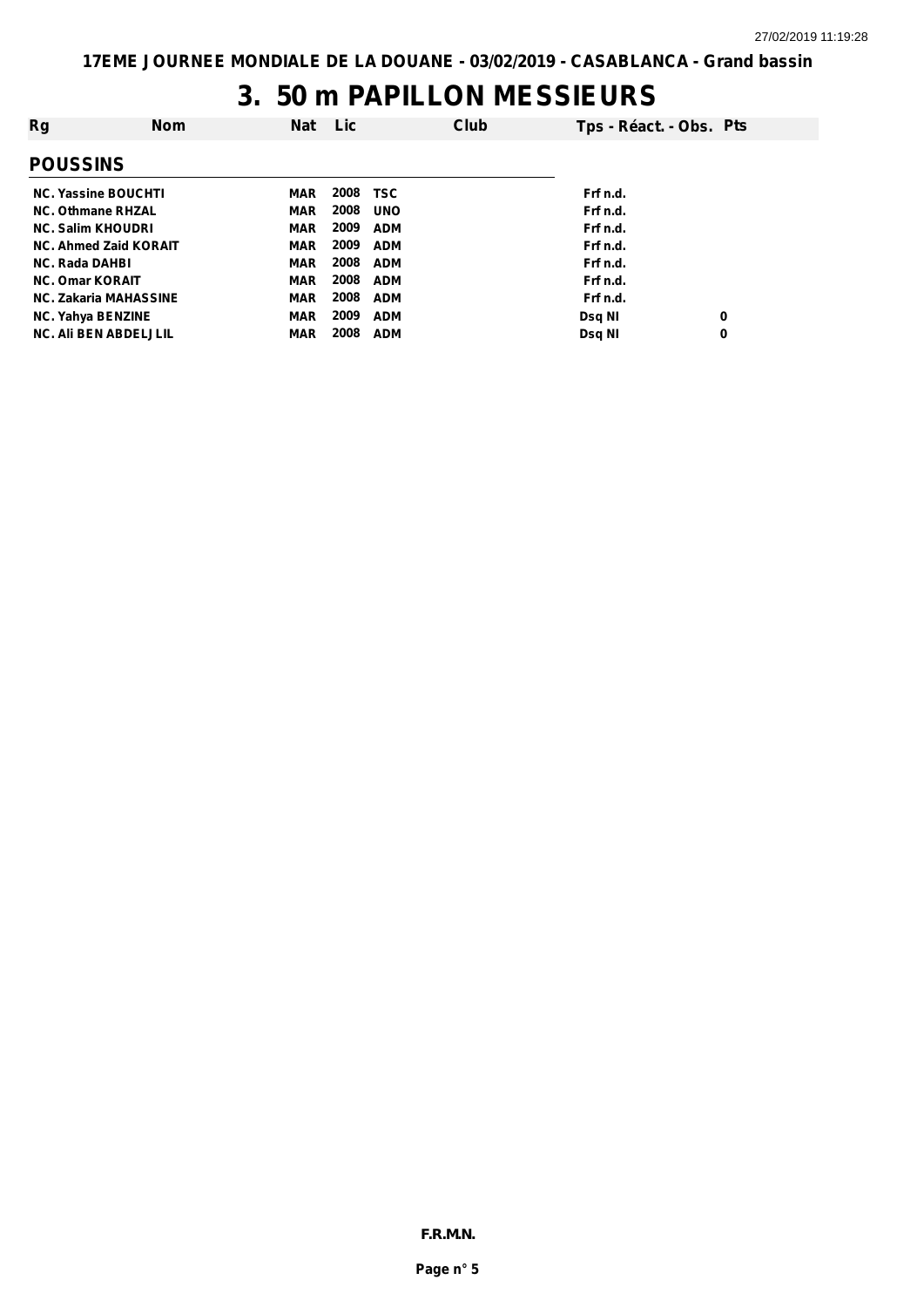17EME JOURNEE MONDIALE DE LA DOUANE - 03/02/2019 - CASABLANCA - Grand bassin

# 3. 50 m PAPILLON MESSIEURS

## POUSSINS

| Rg | Nom | Nat | Lic | Club | Tps - Réact. - Obs. | Pts |
|---|---|---|---|---|---|---|
| NC. | Yassine BOUCHTI | MAR | 2008 | TSC | Frf n.d. | |
| NC. | Othmane RHZAL | MAR | 2008 | UNO | Frf n.d. | |
| NC. | Salim KHOUDRI | MAR | 2009 | ADM | Frf n.d. | |
| NC. | Ahmed Zaid KORAIT | MAR | 2009 | ADM | Frf n.d. | |
| NC. | Rada DAHBI | MAR | 2008 | ADM | Frf n.d. | |
| NC. | Omar KORAIT | MAR | 2008 | ADM | Frf n.d. | |
| NC. | Zakaria MAHASSINE | MAR | 2008 | ADM | Frf n.d. | |
| NC. | Yahya BENZINE | MAR | 2009 | ADM | Dsq NI | 0 |
| NC. | Ali BEN ABDELJLIL | MAR | 2008 | ADM | Dsq NI | 0 |

F.R.M.N.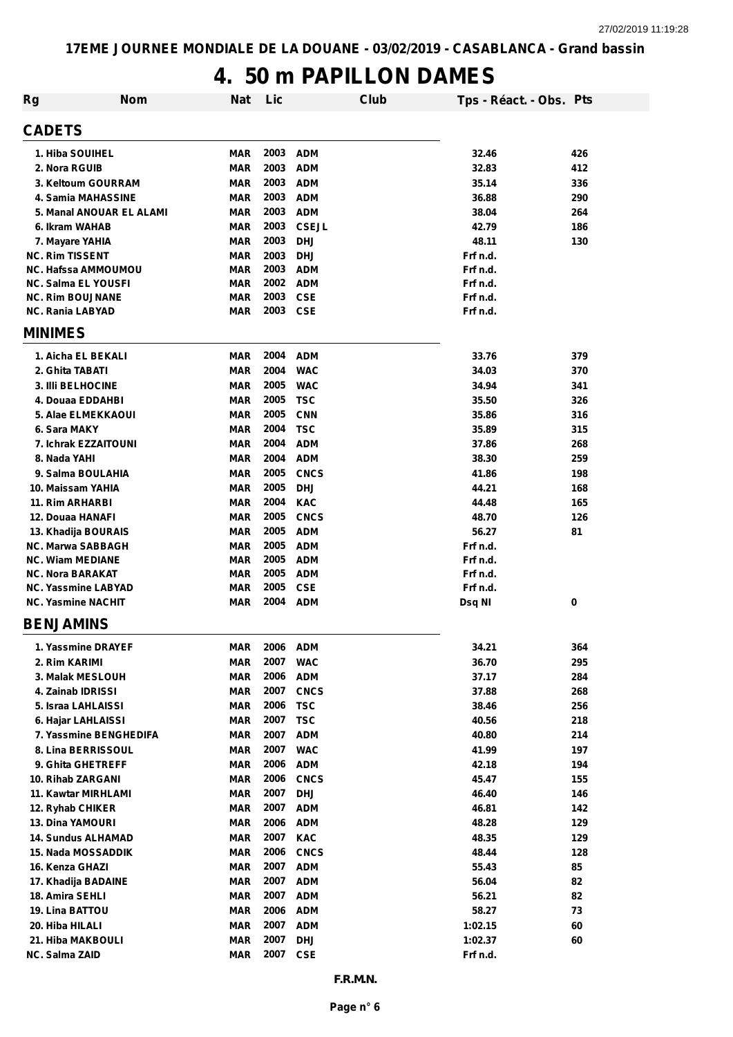**17EME JOURNEE MONDIALE DE LA DOUANE - 03/02/2019 - CASABLANCA - Grand bassin**

# 4. 50 m PAPILLON DAMES

| Rg | Nom | Nat | Lic | Club | Tps - Réact. - Obs. | Pts |
|---|---|---|---|---|---|---|
| **CADETS** | | | | | | |
| 1. | Hiba SOUIHEL | MAR | 2003 | ADM | 32.46 | 426 |
| 2. | Nora RGUIB | MAR | 2003 | ADM | 32.83 | 412 |
| 3. | Keltoum GOURRAM | MAR | 2003 | ADM | 35.14 | 336 |
| 4. | Samia MAHASSINE | MAR | 2003 | ADM | 36.88 | 290 |
| 5. | Manal ANOUAR EL ALAMI | MAR | 2003 | ADM | 38.04 | 264 |
| 6. | Ikram WAHAB | MAR | 2003 | CSEJL | 42.79 | 186 |
| 7. | Mayare YAHIA | MAR | 2003 | DHJ | 48.11 | 130 |
| NC. | Rim TISSENT | MAR | 2003 | DHJ | Frf n.d. | |
| NC. | Hafssa AMMOUMOU | MAR | 2003 | ADM | Frf n.d. | |
| NC. | Salma EL YOUSFI | MAR | 2002 | ADM | Frf n.d. | |
| NC. | Rim BOUJNANE | MAR | 2003 | CSE | Frf n.d. | |
| NC. | Rania LABYAD | MAR | 2003 | CSE | Frf n.d. | |
| **MINIMES** | | | | | | |
| 1. | Aicha EL BEKALI | MAR | 2004 | ADM | 33.76 | 379 |
| 2. | Ghita TABATI | MAR | 2004 | WAC | 34.03 | 370 |
| 3. | Illi BELHOCINE | MAR | 2005 | WAC | 34.94 | 341 |
| 4. | Douaa EDDAHBI | MAR | 2005 | TSC | 35.50 | 326 |
| 5. | Alae ELMEKKAOUI | MAR | 2005 | CNN | 35.86 | 316 |
| 6. | Sara MAKY | MAR | 2004 | TSC | 35.89 | 315 |
| 7. | Ichrak EZZAITOUNI | MAR | 2004 | ADM | 37.86 | 268 |
| 8. | Nada YAHI | MAR | 2004 | ADM | 38.30 | 259 |
| 9. | Salma BOULAHIA | MAR | 2005 | CNCS | 41.86 | 198 |
| 10. | Maissam YAHIA | MAR | 2005 | DHJ | 44.21 | 168 |
| 11. | Rim ARHARBI | MAR | 2004 | KAC | 44.48 | 165 |
| 12. | Douaa HANAFI | MAR | 2005 | CNCS | 48.70 | 126 |
| 13. | Khadija BOURAIS | MAR | 2005 | ADM | 56.27 | 81 |
| NC. | Marwa SABBAGH | MAR | 2005 | ADM | Frf n.d. | |
| NC. | Wiam MEDIANE | MAR | 2005 | ADM | Frf n.d. | |
| NC. | Nora BARAKAT | MAR | 2005 | ADM | Frf n.d. | |
| NC. | Yassmine LABYAD | MAR | 2005 | CSE | Frf n.d. | |
| NC. | Yasmine NACHIT | MAR | 2004 | ADM | Dsq NI | 0 |
| **BENJAMINS** | | | | | | |
| 1. | Yassmine DRAYEF | MAR | 2006 | ADM | 34.21 | 364 |
| 2. | Rim KARIMI | MAR | 2007 | WAC | 36.70 | 295 |
| 3. | Malak MESLOUH | MAR | 2006 | ADM | 37.17 | 284 |
| 4. | Zainab IDRISSI | MAR | 2007 | CNCS | 37.88 | 268 |
| 5. | Israa LAHLAISSI | MAR | 2006 | TSC | 38.46 | 256 |
| 6. | Hajar LAHLAISSI | MAR | 2007 | TSC | 40.56 | 218 |
| 7. | Yassmine BENGHEDIFA | MAR | 2007 | ADM | 40.80 | 214 |
| 8. | Lina BERRISSOUL | MAR | 2007 | WAC | 41.99 | 197 |
| 9. | Ghita GHETREFF | MAR | 2006 | ADM | 42.18 | 194 |
| 10. | Rihab ZARGANI | MAR | 2006 | CNCS | 45.47 | 155 |
| 11. | Kawtar MIRHLAMI | MAR | 2007 | DHJ | 46.40 | 146 |
| 12. | Ryhab CHIKER | MAR | 2007 | ADM | 46.81 | 142 |
| 13. | Dina YAMOURI | MAR | 2006 | ADM | 48.28 | 129 |
| 14. | Sundus ALHAMAD | MAR | 2007 | KAC | 48.35 | 129 |
| 15. | Nada MOSSADDIK | MAR | 2006 | CNCS | 48.44 | 128 |
| 16. | Kenza GHAZI | MAR | 2007 | ADM | 55.43 | 85 |
| 17. | Khadija BADAINE | MAR | 2007 | ADM | 56.04 | 82 |
| 18. | Amira SEHLI | MAR | 2007 | ADM | 56.21 | 82 |
| 19. | Lina BATTOU | MAR | 2006 | ADM | 58.27 | 73 |
| 20. | Hiba HILALI | MAR | 2007 | ADM | 1:02.15 | 60 |
| 21. | Hiba MAKBOULI | MAR | 2007 | DHJ | 1:02.37 | 60 |
| NC. | Salma ZAID | MAR | 2007 | CSE | Frf n.d. | |

F.R.M.N.